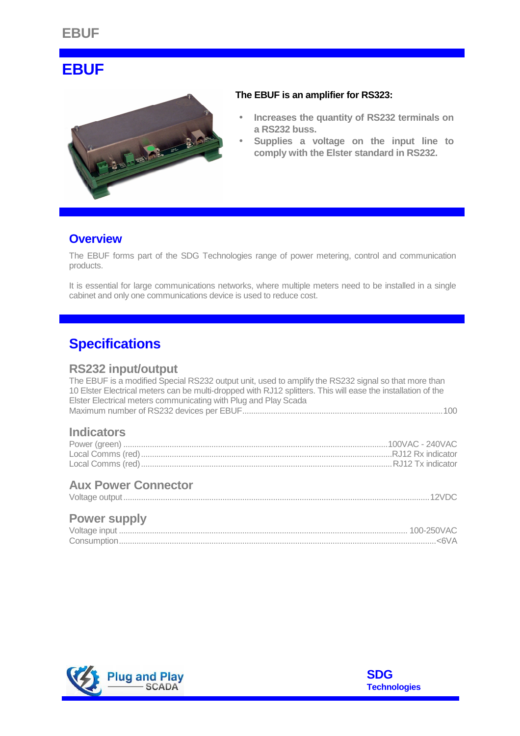# EBUF

**The EBUF is an amplifier for RS323:**

- **Increases the quantity of RS232 terminals on a RS232 buss.**
- **Supplies a voltage on the input line to comply with the Elster standard in RS232.**

## Overview

The EBUF forms part of the SDG Technologies range of power metering, control and communication products.

It is essential for large communications networks, where multiple meters need to be installed in a single cabinet and only one communications device is used to reduce cost.

## Specifications

### RS232 input/output

The EBUF is a modified Special RS232 output unit, used to amplify the RS232 signal so that more than 10 Elster Electrical meters can be multi-dropped with RJ12 splitters. This will ease the installation of the Elster Electrical meters communicating with Plug and Play Scada

Maximum number of RS232 devices per EBUF....................100

### Indicators

Power (green)....................100VAC - 240VAC
Local Comms (red)....................RJ12 Rx indicator
Local Comms (red)....................RJ12 Tx indicator

### Aux Power Connector

Voltage output....................12VDC

### Power supply

Voltage input....................100-250VAC
Consumption....................<6VA

Plug and Play SCADA

SDG Technologies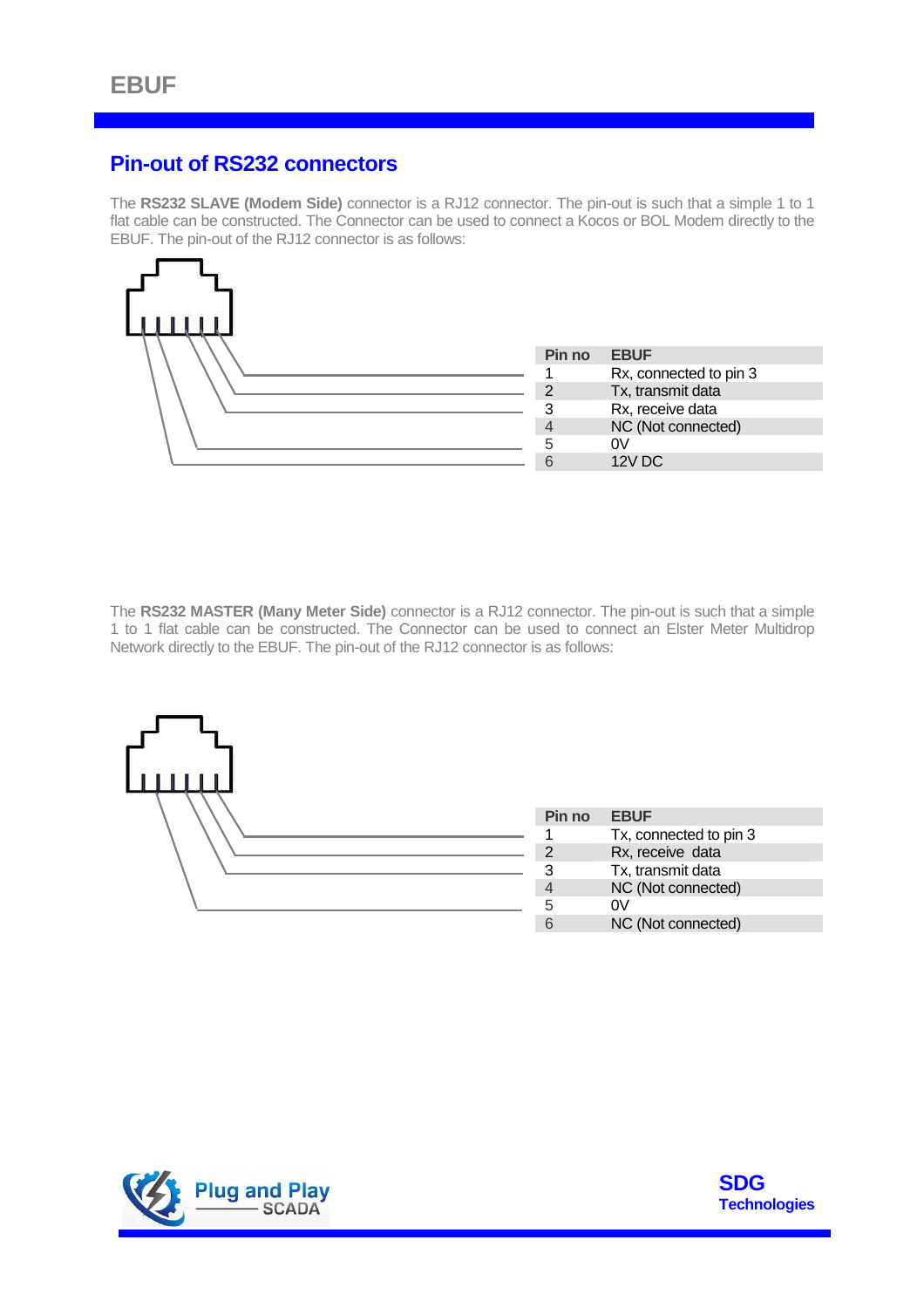## Pin-out of RS232 connectors

The **RS232 SLAVE (Modem Side)** connector is a RJ12 connector. The pin-out is such that a simple 1 to 1 flat cable can be constructed. The Connector can be used to connect a Kocos or BOL Modem directly to the EBUF. The pin-out of the RJ12 connector is as follows:

| Pin no | EBUF |
|---|---|
| 1 | Rx, connected to pin 3 |
| 2 | Tx, transmit data |
| 3 | Rx, receive data |
| 4 | NC (Not connected) |
| 5 | 0V |
| 6 | 12V DC |

The **RS232 MASTER (Many Meter Side)** connector is a RJ12 connector. The pin-out is such that a simple 1 to 1 flat cable can be constructed. The Connector can be used to connect an Elster Meter Multidrop Network directly to the EBUF. The pin-out of the RJ12 connector is as follows:

| Pin no | EBUF |
|---|---|
| 1 | Tx, connected to pin 3 |
| 2 | Rx, receive data |
| 3 | Tx, transmit data |
| 4 | NC (Not connected) |
| 5 | 0V |
| 6 | NC (Not connected) |